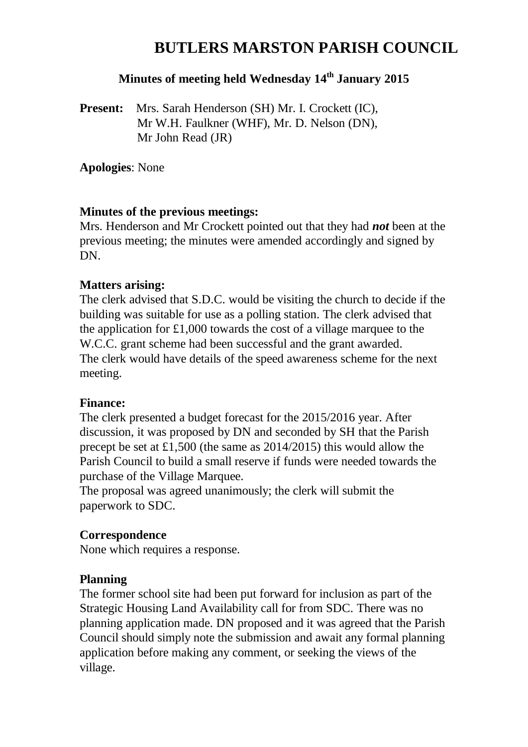# BUTLERS MARSTON PARISH COUNCIL

## Minutes of meeting held Wednesday 14th January 2015

**Present:** Mrs. Sarah Henderson (SH) Mr. I. Crockett (IC), Mr W.H. Faulkner (WHF), Mr. D. Nelson (DN), Mr John Read (JR)

**Apologies**: None

**Minutes of the previous meetings:**
Mrs. Henderson and Mr Crockett pointed out that they had ***not*** been at the previous meeting; the minutes were amended accordingly and signed by DN.

**Matters arising:**
The clerk advised that S.D.C. would be visiting the church to decide if the building was suitable for use as a polling station. The clerk advised that the application for £1,000 towards the cost of a village marquee to the W.C.C. grant scheme had been successful and the grant awarded.
The clerk would have details of the speed awareness scheme for the next meeting.

**Finance:**
The clerk presented a budget forecast for the 2015/2016 year. After discussion, it was proposed by DN and seconded by SH that the Parish precept be set at £1,500 (the same as 2014/2015) this would allow the Parish Council to build a small reserve if funds were needed towards the purchase of the Village Marquee.
The proposal was agreed unanimously; the clerk will submit the paperwork to SDC.

**Correspondence**
None which requires a response.

**Planning**
The former school site had been put forward for inclusion as part of the Strategic Housing Land Availability call for from SDC. There was no planning application made. DN proposed and it was agreed that the Parish Council should simply note the submission and await any formal planning application before making any comment, or seeking the views of the village.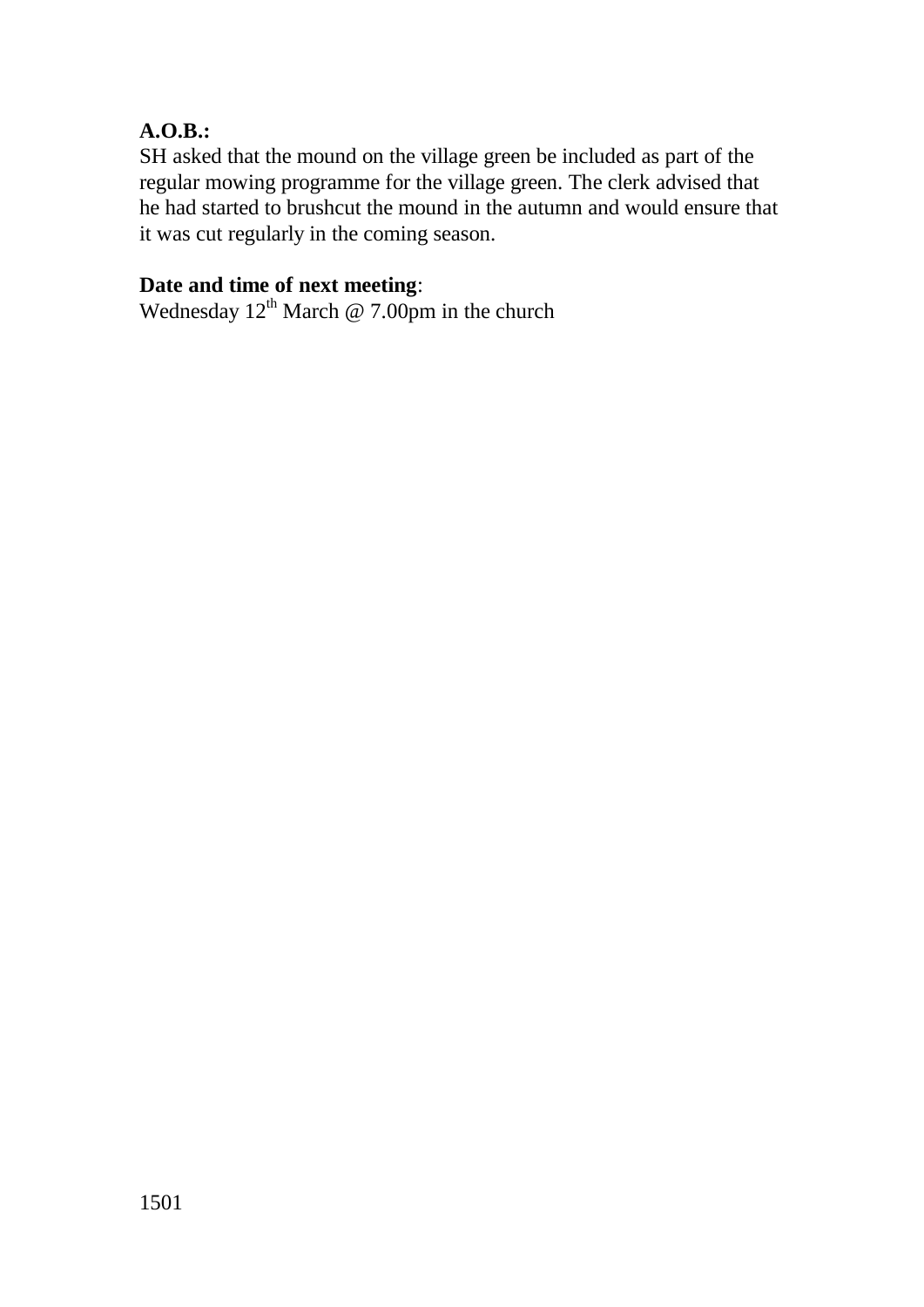**A.O.B.:**
SH asked that the mound on the village green be included as part of the regular mowing programme for the village green. The clerk advised that he had started to brushcut the mound in the autumn and would ensure that it was cut regularly in the coming season.

**Date and time of next meeting**:
Wednesday 12th March @ 7.00pm in the church